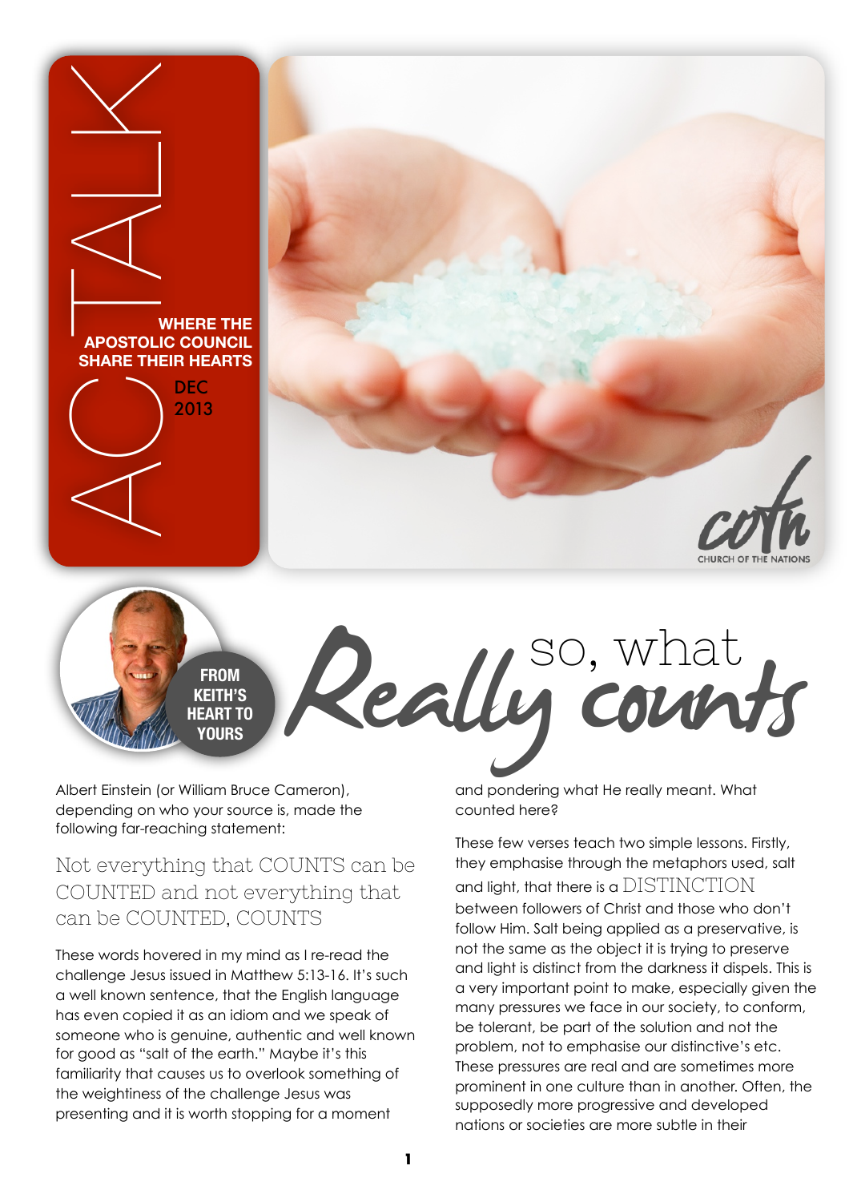# AC TALK

**WHERE THE APOSTOLIC COUNCIL SHARE THEIR HEARTS**

DEC 2013

cotn
CHURCH OF THE NATIONS

**FROM KEITH'S HEART TO YOURS**

## Really so, what counts

Albert Einstein (or William Bruce Cameron), depending on who your source is, made the following far-reaching statement:

> Not everything that COUNTS can be COUNTED and not everything that can be COUNTED, COUNTS

These words hovered in my mind as I re-read the challenge Jesus issued in Matthew 5:13-16. It's such a well known sentence, that the English language has even copied it as an idiom and we speak of someone who is genuine, authentic and well known for good as "salt of the earth." Maybe it's this familiarity that causes us to overlook something of the weightiness of the challenge Jesus was presenting and it is worth stopping for a moment and pondering what He really meant. What counted here?

These few verses teach two simple lessons. Firstly, they emphasise through the metaphors used, salt and light, that there is a DISTINCTION between followers of Christ and those who don't follow Him. Salt being applied as a preservative, is not the same as the object it is trying to preserve and light is distinct from the darkness it dispels. This is a very important point to make, especially given the many pressures we face in our society, to conform, be tolerant, be part of the solution and not the problem, not to emphasise our distinctive's etc. These pressures are real and are sometimes more prominent in one culture than in another. Often, the supposedly more progressive and developed nations or societies are more subtle in their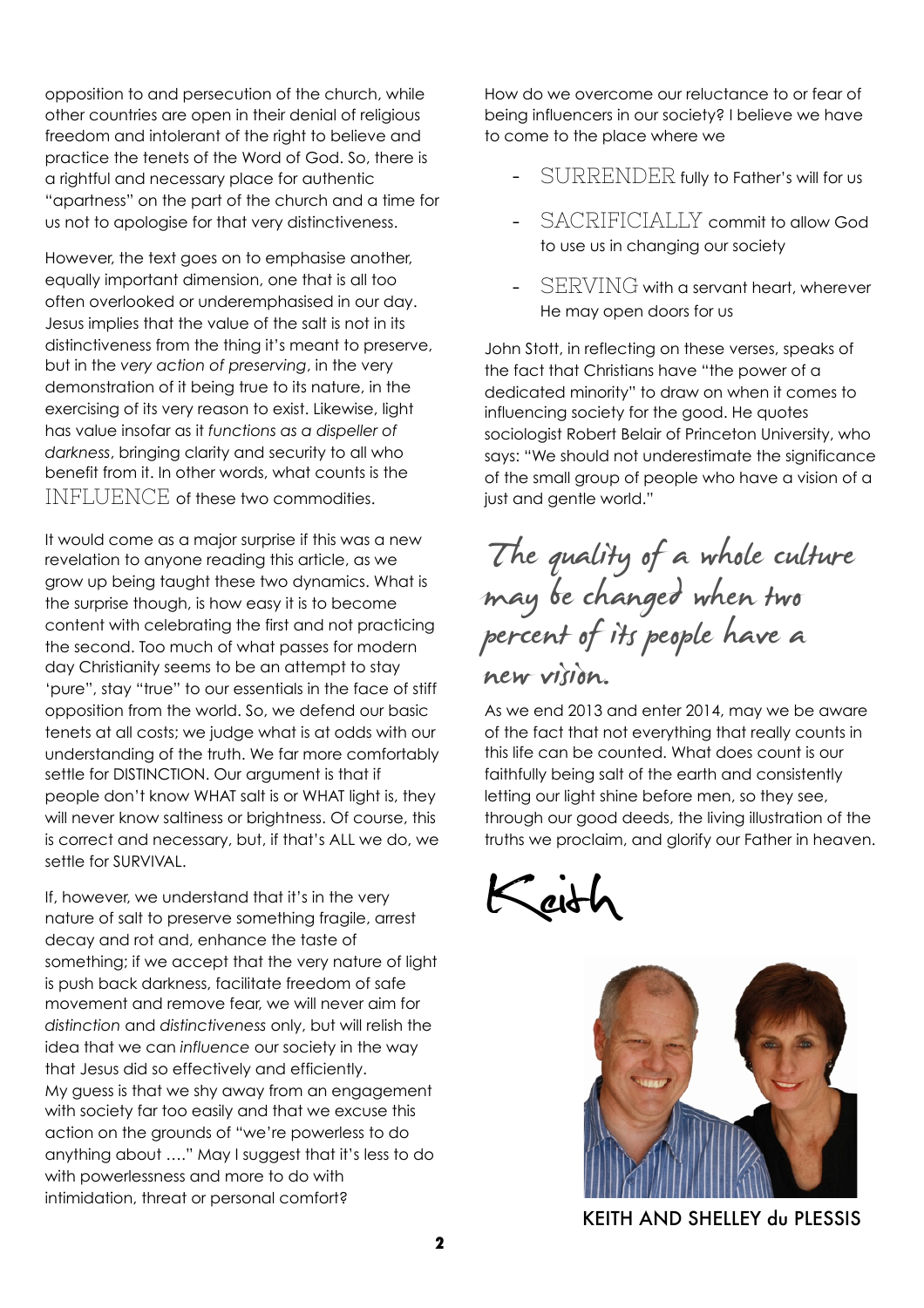opposition to and persecution of the church, while other countries are open in their denial of religious freedom and intolerant of the right to believe and practice the tenets of the Word of God. So, there is a rightful and necessary place for authentic "apartness" on the part of the church and a time for us not to apologise for that very distinctiveness.

However, the text goes on to emphasise another, equally important dimension, one that is all too often overlooked or underemphasised in our day. Jesus implies that the value of the salt is not in its distinctiveness from the thing it's meant to preserve, but in the *very action of preserving*, in the very demonstration of it being true to its nature, in the exercising of its very reason to exist. Likewise, light has value insofar as it *functions as a dispeller of darkness*, bringing clarity and security to all who benefit from it. In other words, what counts is the INFLUENCE of these two commodities.

It would come as a major surprise if this was a new revelation to anyone reading this article, as we grow up being taught these two dynamics. What is the surprise though, is how easy it is to become content with celebrating the first and not practicing the second. Too much of what passes for modern day Christianity seems to be an attempt to stay 'pure", stay "true" to our essentials in the face of stiff opposition from the world. So, we defend our basic tenets at all costs; we judge what is at odds with our understanding of the truth. We far more comfortably settle for DISTINCTION. Our argument is that if people don't know WHAT salt is or WHAT light is, they will never know saltiness or brightness. Of course, this is correct and necessary, but, if that's ALL we do, we settle for SURVIVAL.

If, however, we understand that it's in the very nature of salt to preserve something fragile, arrest decay and rot and, enhance the taste of something; if we accept that the very nature of light is push back darkness, facilitate freedom of safe movement and remove fear, we will never aim for *distinction* and *distinctiveness* only, but will relish the idea that we can *influence* our society in the way that Jesus did so effectively and efficiently.
My guess is that we shy away from an engagement with society far too easily and that we excuse this action on the grounds of "we're powerless to do anything about …." May I suggest that it's less to do with powerlessness and more to do with intimidation, threat or personal comfort?

How do we overcome our reluctance to or fear of being influencers in our society? I believe we have to come to the place where we

- SURRENDER fully to Father's will for us
- SACRIFICIALLY commit to allow God to use us in changing our society
- SERVING with a servant heart, wherever He may open doors for us

John Stott, in reflecting on these verses, speaks of the fact that Christians have "the power of a dedicated minority" to draw on when it comes to influencing society for the good. He quotes sociologist Robert Belair of Princeton University, who says: "We should not underestimate the significance of the small group of people who have a vision of a just and gentle world."

*The quality of a whole culture may be changed when two percent of its people have a new vision.*

As we end 2013 and enter 2014, may we be aware of the fact that not everything that really counts in this life can be counted. What does count is our faithfully being salt of the earth and consistently letting our light shine before men, so they see, through our good deeds, the living illustration of the truths we proclaim, and glorify our Father in heaven.

Keith

KEITH AND SHELLEY du PLESSIS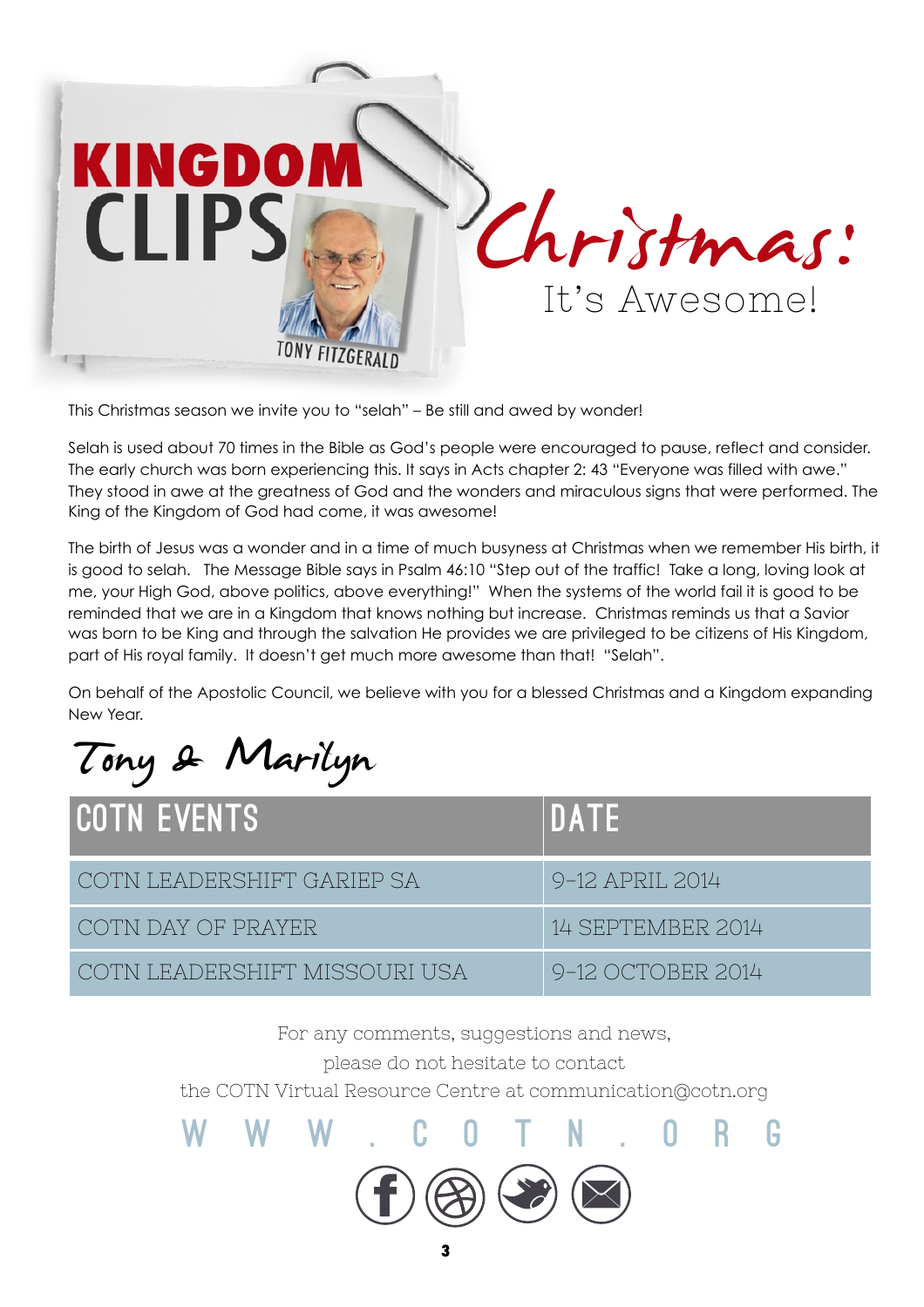# KINGDOM CLIPS

TONY FITZGERALD

## Christmas: It's Awesome!

This Christmas season we invite you to "selah" – Be still and awed by wonder!

Selah is used about 70 times in the Bible as God's people were encouraged to pause, reflect and consider. The early church was born experiencing this. It says in Acts chapter 2: 43 "Everyone was filled with awe." They stood in awe at the greatness of God and the wonders and miraculous signs that were performed. The King of the Kingdom of God had come, it was awesome!

The birth of Jesus was a wonder and in a time of much busyness at Christmas when we remember His birth, it is good to selah. The Message Bible says in Psalm 46:10 "Step out of the traffic! Take a long, loving look at me, your High God, above politics, above everything!" When the systems of the world fail it is good to be reminded that we are in a Kingdom that knows nothing but increase. Christmas reminds us that a Savior was born to be King and through the salvation He provides we are privileged to be citizens of His Kingdom, part of His royal family. It doesn't get much more awesome than that! "Selah".

On behalf of the Apostolic Council, we believe with you for a blessed Christmas and a Kingdom expanding New Year.

*Tony & Marilyn*

| COTN EVENTS | DATE |
|---|---|
| COTN LEADERSHIFT GARIEP SA | 9-12 APRIL 2014 |
| COTN DAY OF PRAYER | 14 SEPTEMBER 2014 |
| COTN LEADERSHIFT MISSOURI USA | 9-12 OCTOBER 2014 |

For any comments, suggestions and news,
please do not hesitate to contact
the COTN Virtual Resource Centre at communication@cotn.org

WWW.COTN.ORG